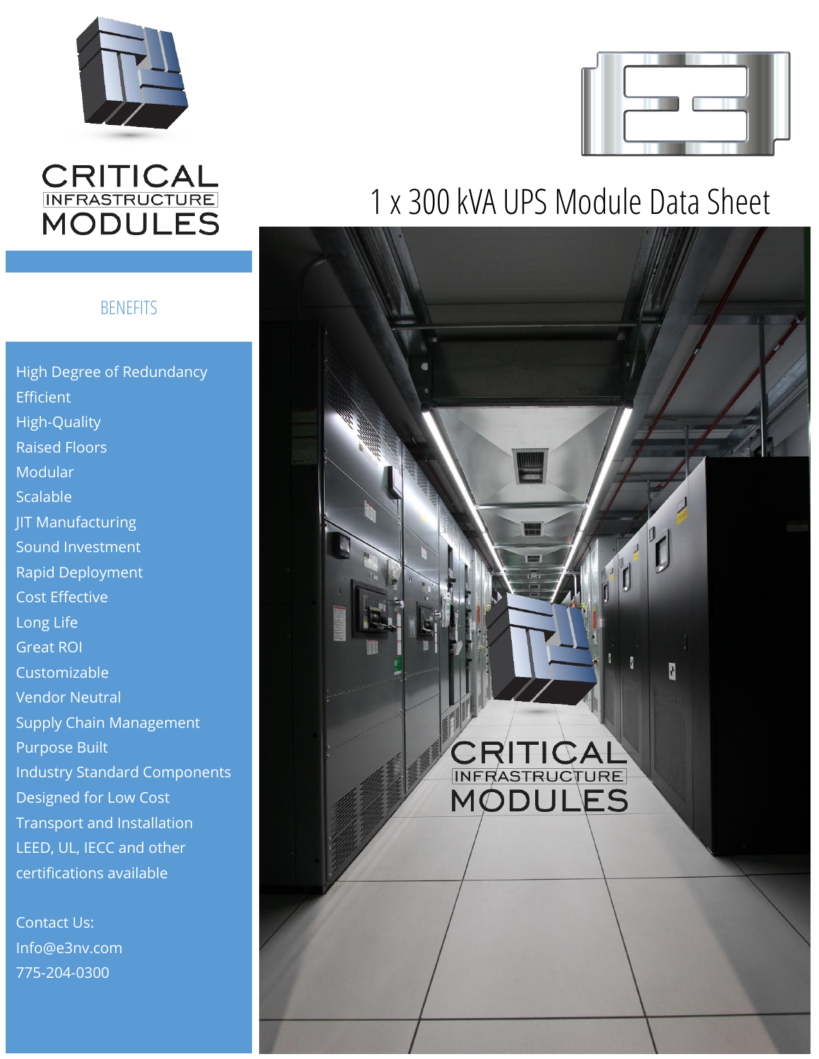CRITICAL INFRASTRUCTURE MODULES

# 1 x 300 kVA UPS Module Data Sheet

## BENEFITS

- High Degree of Redundancy
- Efficient
- High-Quality
- Raised Floors
- Modular
- Scalable
- JIT Manufacturing
- Sound Investment
- Rapid Deployment
- Cost Effective
- Long Life
- Great ROI
- Customizable
- Vendor Neutral
- Supply Chain Management
- Purpose Built
- Industry Standard Components
- Designed for Low Cost
- Transport and Installation
- LEED, UL, IECC and other certifications available

Contact Us:
Info@e3nv.com
775-204-0300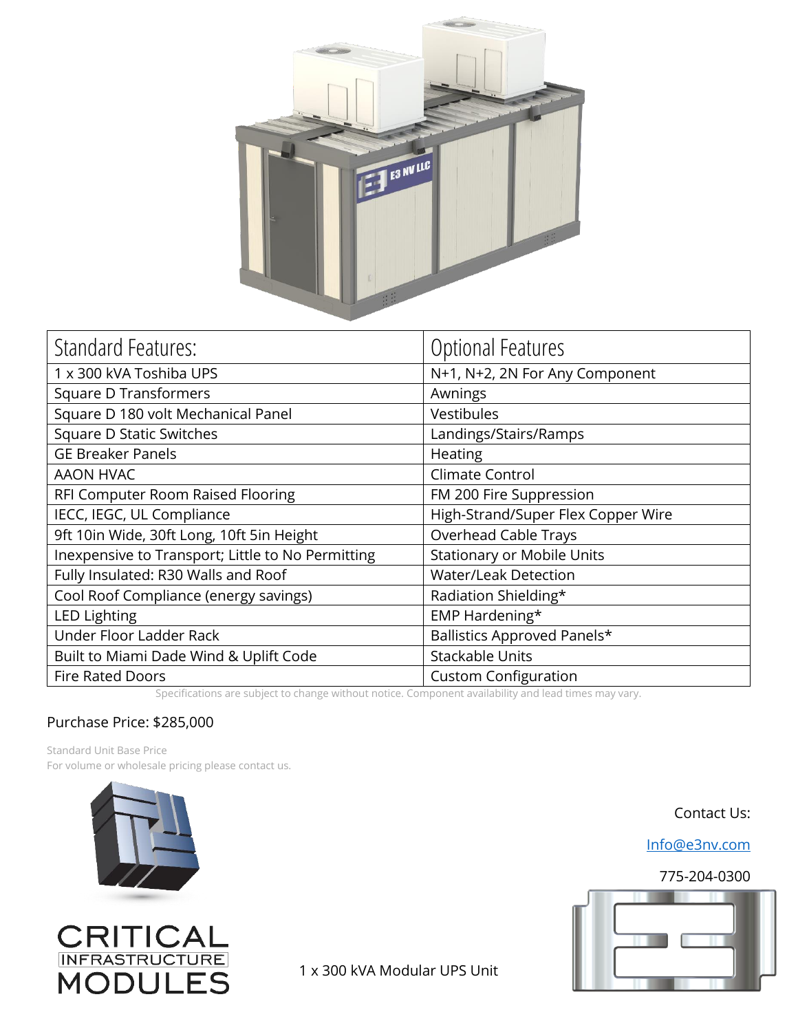| Standard Features: | Optional Features |
|---|---|
| 1 x 300 kVA Toshiba UPS | N+1, N+2, 2N For Any Component |
| Square D Transformers | Awnings |
| Square D 180 volt Mechanical Panel | Vestibules |
| Square D Static Switches | Landings/Stairs/Ramps |
| GE Breaker Panels | Heating |
| AAON HVAC | Climate Control |
| RFI Computer Room Raised Flooring | FM 200 Fire Suppression |
| IECC, IEGC, UL Compliance | High-Strand/Super Flex Copper Wire |
| 9ft 10in Wide, 30ft Long, 10ft 5in Height | Overhead Cable Trays |
| Inexpensive to Transport; Little to No Permitting | Stationary or Mobile Units |
| Fully Insulated: R30 Walls and Roof | Water/Leak Detection |
| Cool Roof Compliance (energy savings) | Radiation Shielding* |
| LED Lighting | EMP Hardening* |
| Under Floor Ladder Rack | Ballistics Approved Panels* |
| Built to Miami Dade Wind & Uplift Code | Stackable Units |
| Fire Rated Doors | Custom Configuration |

Specifications are subject to change without notice. Component availability and lead times may vary.

Purchase Price: $285,000

Standard Unit Base Price
For volume or wholesale pricing please contact us.

CRITICAL INFRASTRUCTURE MODULES

1 x 300 kVA Modular UPS Unit

Contact Us:

Info@e3nv.com

775-204-0300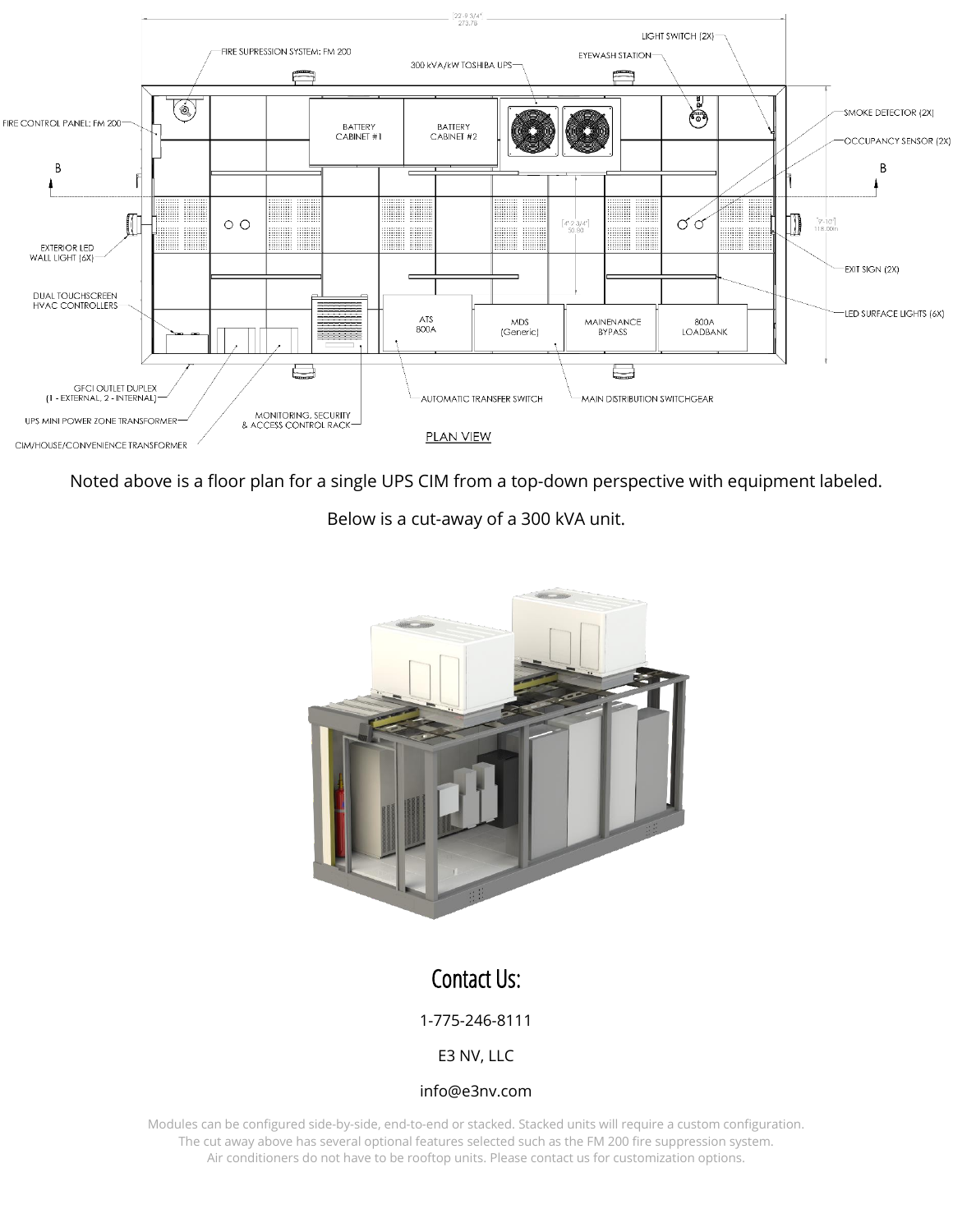Noted above is a floor plan for a single UPS CIM from a top-down perspective with equipment labeled.

Below is a cut-away of a 300 kVA unit.

## Contact Us:

1-775-246-8111

E3 NV, LLC

info@e3nv.com

Modules can be configured side-by-side, end-to-end or stacked. Stacked units will require a custom configuration.
The cut away above has several optional features selected such as the FM 200 fire suppression system.
Air conditioners do not have to be rooftop units. Please contact us for customization options.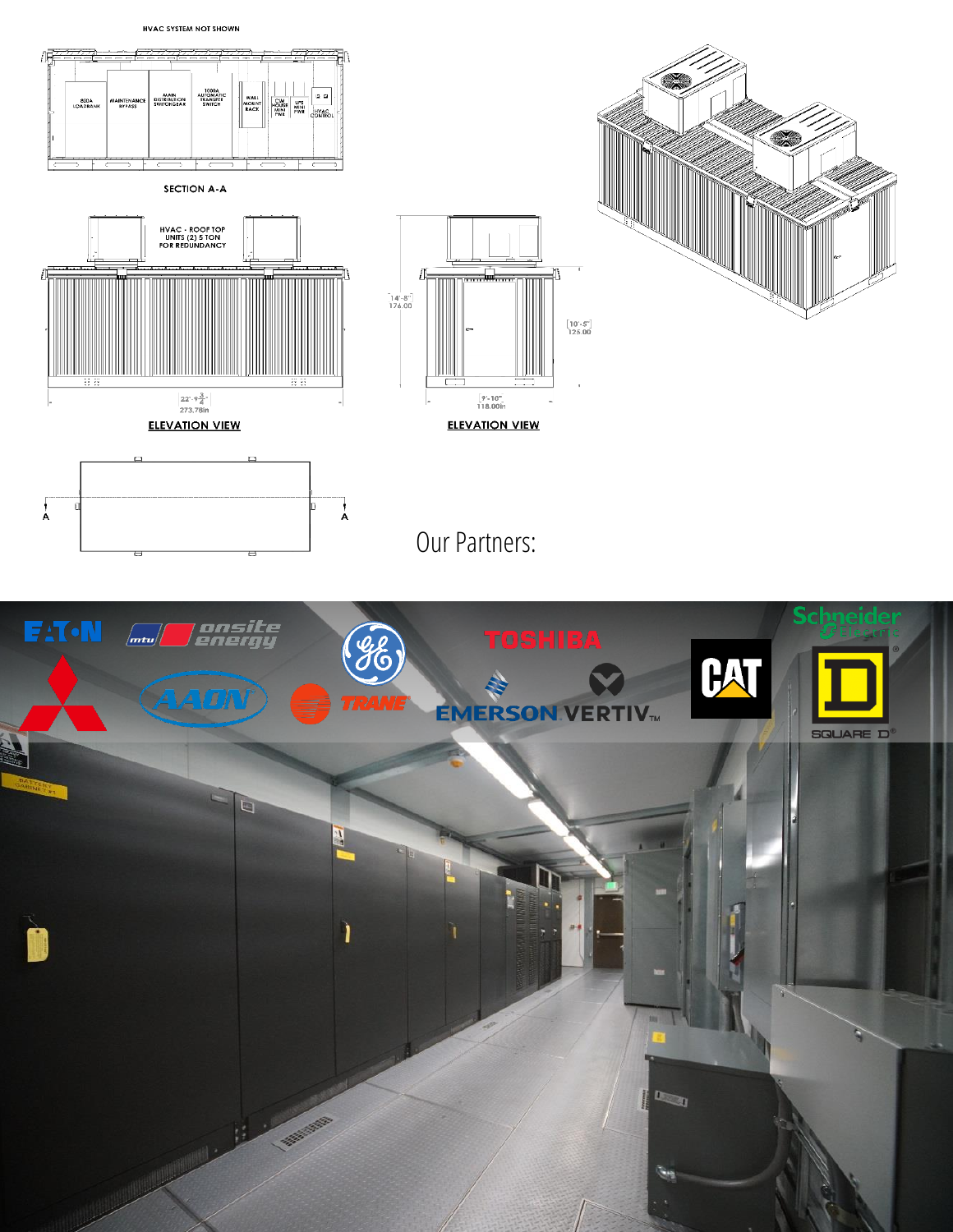HVAC SYSTEM NOT SHOWN

800A LOADBANK

MAINTENANCE BYPASS

MAIN DISTRIBUTION SWITCHGEAR

1000A AUTOMATIC TRANSFER SWITCH

WALL MOUNT RACK

C/M HOUSE MINI PWR

UPS MINI PWR

HVAC CONTROL

SECTION A-A

HVAC - ROOF TOP UNITS (2) 5 TON FOR REDUNDANCY

22'-9 3/4"

273.78in

ELEVATION VIEW

14'-8"

176.00

10'-5"

125.00

9'-10"

118.00in

ELEVATION VIEW

A

A

Our Partners:

EATON

mtu onsite energy

GE

TOSHIBA

Schneider Electric

AAON

TRANE

EMERSON

VERTIV™

CAT

SQUARE D